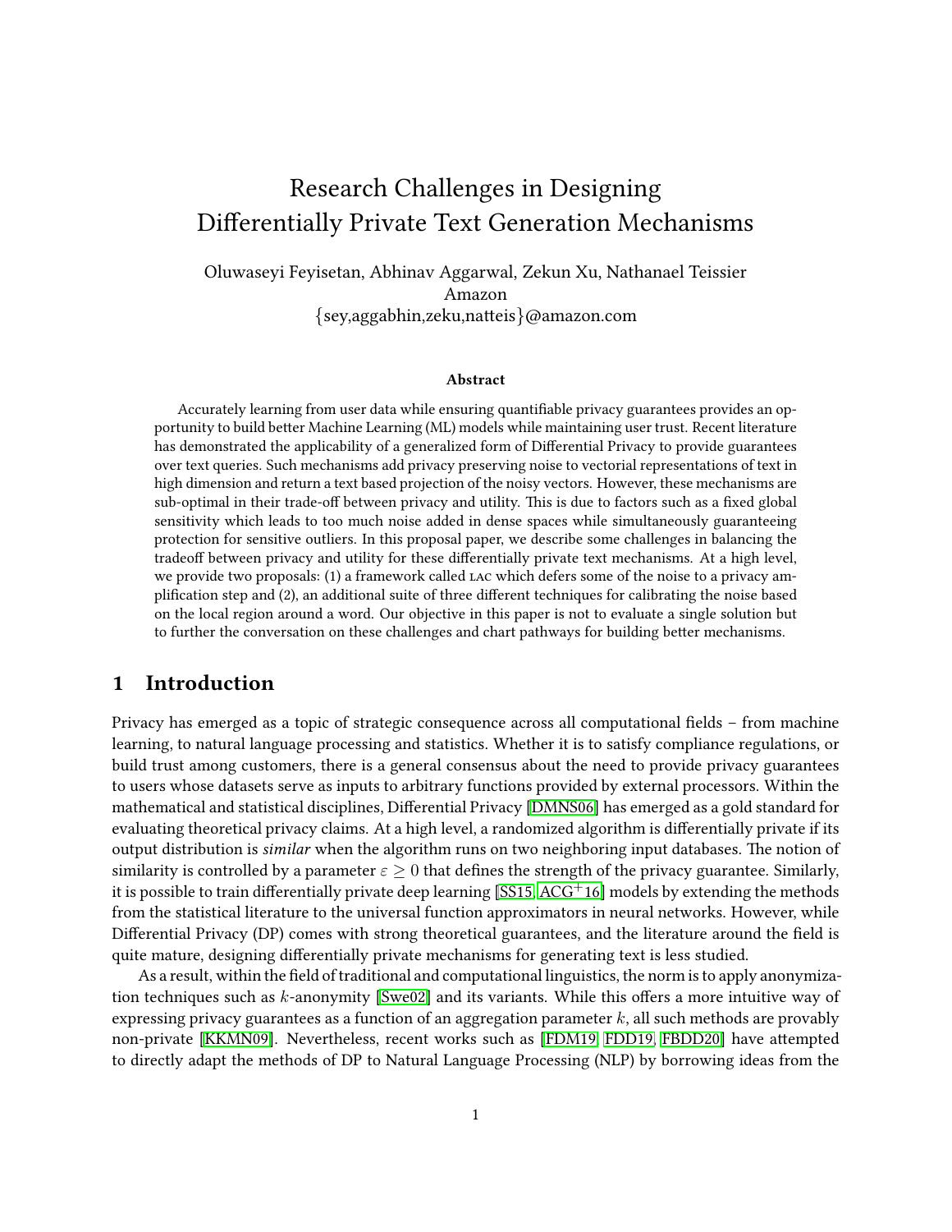# Research Challenges in Designing Differentially Private Text Generation Mechanisms

Oluwaseyi Feyisetan, Abhinav Aggarwal, Zekun Xu, Nathanael Teissier
Amazon
{sey,aggabhin,zeku,natteis}@amazon.com

### Abstract

Accurately learning from user data while ensuring quantifiable privacy guarantees provides an opportunity to build better Machine Learning (ML) models while maintaining user trust. Recent literature has demonstrated the applicability of a generalized form of Differential Privacy to provide guarantees over text queries. Such mechanisms add privacy preserving noise to vectorial representations of text in high dimension and return a text based projection of the noisy vectors. However, these mechanisms are sub-optimal in their trade-off between privacy and utility. This is due to factors such as a fixed global sensitivity which leads to too much noise added in dense spaces while simultaneously guaranteeing protection for sensitive outliers. In this proposal paper, we describe some challenges in balancing the tradeoff between privacy and utility for these differentially private text mechanisms. At a high level, we provide two proposals: (1) a framework called LAC which defers some of the noise to a privacy amplification step and (2), an additional suite of three different techniques for calibrating the noise based on the local region around a word. Our objective in this paper is not to evaluate a single solution but to further the conversation on these challenges and chart pathways for building better mechanisms.

## 1 Introduction

Privacy has emerged as a topic of strategic consequence across all computational fields – from machine learning, to natural language processing and statistics. Whether it is to satisfy compliance regulations, or build trust among customers, there is a general consensus about the need to provide privacy guarantees to users whose datasets serve as inputs to arbitrary functions provided by external processors. Within the mathematical and statistical disciplines, Differential Privacy [DMNS06] has emerged as a gold standard for evaluating theoretical privacy claims. At a high level, a randomized algorithm is differentially private if its output distribution is *similar* when the algorithm runs on two neighboring input databases. The notion of similarity is controlled by a parameter $\varepsilon \geq 0$ that defines the strength of the privacy guarantee. Similarly, it is possible to train differentially private deep learning [SS15, ACG+16] models by extending the methods from the statistical literature to the universal function approximators in neural networks. However, while Differential Privacy (DP) comes with strong theoretical guarantees, and the literature around the field is quite mature, designing differentially private mechanisms for generating text is less studied.

As a result, within the field of traditional and computational linguistics, the norm is to apply anonymization techniques such as $k$-anonymity [Swe02] and its variants. While this offers a more intuitive way of expressing privacy guarantees as a function of an aggregation parameter $k$, all such methods are provably non-private [KKMN09]. Nevertheless, recent works such as [FDM19, FDD19, FBDD20] have attempted to directly adapt the methods of DP to Natural Language Processing (NLP) by borrowing ideas from the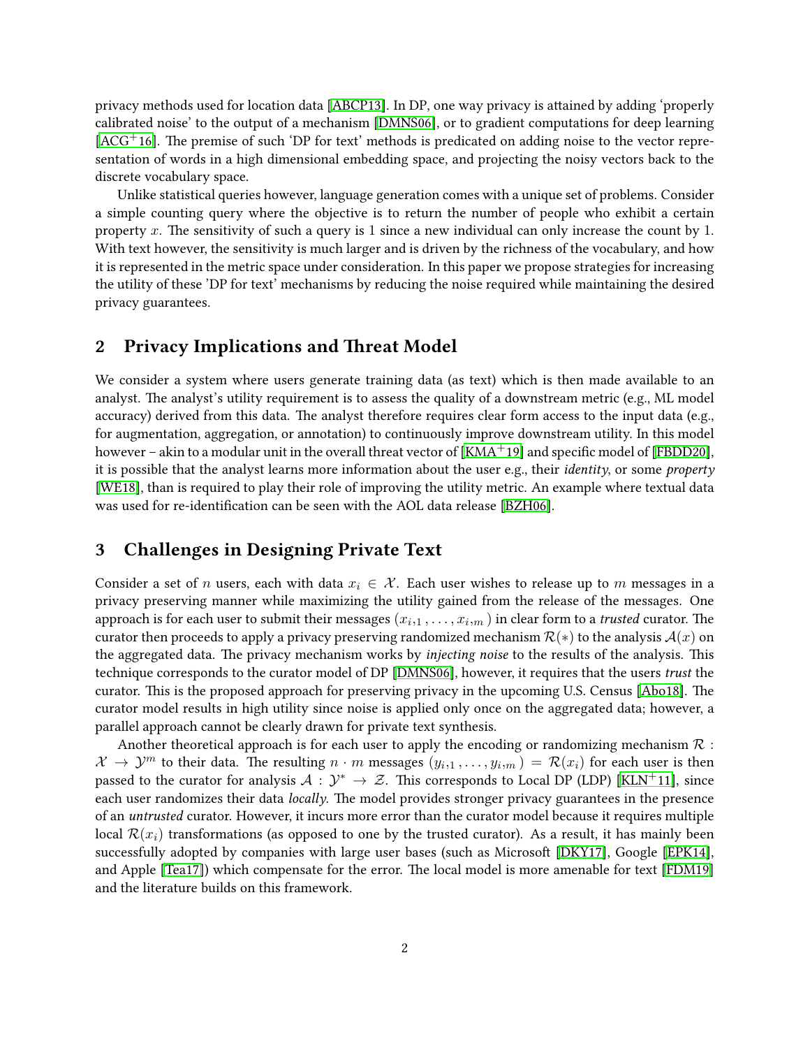privacy methods used for location data [ABCP13]. In DP, one way privacy is attained by adding 'properly calibrated noise' to the output of a mechanism [DMNS06], or to gradient computations for deep learning [ACG+16]. The premise of such 'DP for text' methods is predicated on adding noise to the vector representation of words in a high dimensional embedding space, and projecting the noisy vectors back to the discrete vocabulary space.

Unlike statistical queries however, language generation comes with a unique set of problems. Consider a simple counting query where the objective is to return the number of people who exhibit a certain property $x$. The sensitivity of such a query is 1 since a new individual can only increase the count by 1. With text however, the sensitivity is much larger and is driven by the richness of the vocabulary, and how it is represented in the metric space under consideration. In this paper we propose strategies for increasing the utility of these 'DP for text' mechanisms by reducing the noise required while maintaining the desired privacy guarantees.

## 2 Privacy Implications and Threat Model

We consider a system where users generate training data (as text) which is then made available to an analyst. The analyst's utility requirement is to assess the quality of a downstream metric (e.g., ML model accuracy) derived from this data. The analyst therefore requires clear form access to the input data (e.g., for augmentation, aggregation, or annotation) to continuously improve downstream utility. In this model however – akin to a modular unit in the overall threat vector of [KMA+19] and specific model of [FBDD20], it is possible that the analyst learns more information about the user e.g., their *identity*, or some *property* [WE18], than is required to play their role of improving the utility metric. An example where textual data was used for re-identification can be seen with the AOL data release [BZH06].

## 3 Challenges in Designing Private Text

Consider a set of $n$ users, each with data $x_i \in \mathcal{X}$. Each user wishes to release up to $m$ messages in a privacy preserving manner while maximizing the utility gained from the release of the messages. One approach is for each user to submit their messages $(x_{i,1}, \ldots, x_{i,m})$ in clear form to a *trusted* curator. The curator then proceeds to apply a privacy preserving randomized mechanism $\mathcal{R}(*)$ to the analysis $\mathcal{A}(x)$ on the aggregated data. The privacy mechanism works by *injecting noise* to the results of the analysis. This technique corresponds to the curator model of DP [DMNS06], however, it requires that the users *trust* the curator. This is the proposed approach for preserving privacy in the upcoming U.S. Census [Abo18]. The curator model results in high utility since noise is applied only once on the aggregated data; however, a parallel approach cannot be clearly drawn for private text synthesis.

Another theoretical approach is for each user to apply the encoding or randomizing mechanism $\mathcal{R} : \mathcal{X} \rightarrow \mathcal{Y}^m$ to their data. The resulting $n \cdot m$ messages $(y_{i,1}, \ldots, y_{i,m}) = \mathcal{R}(x_i)$ for each user is then passed to the curator for analysis $\mathcal{A} : \mathcal{Y}^* \rightarrow \mathcal{Z}$. This corresponds to Local DP (LDP) [KLN+11], since each user randomizes their data *locally*. The model provides stronger privacy guarantees in the presence of an *untrusted* curator. However, it incurs more error than the curator model because it requires multiple local $\mathcal{R}(x_i)$ transformations (as opposed to one by the trusted curator). As a result, it has mainly been successfully adopted by companies with large user bases (such as Microsoft [DKY17], Google [EPK14], and Apple [Tea17]) which compensate for the error. The local model is more amenable for text [FDM19] and the literature builds on this framework.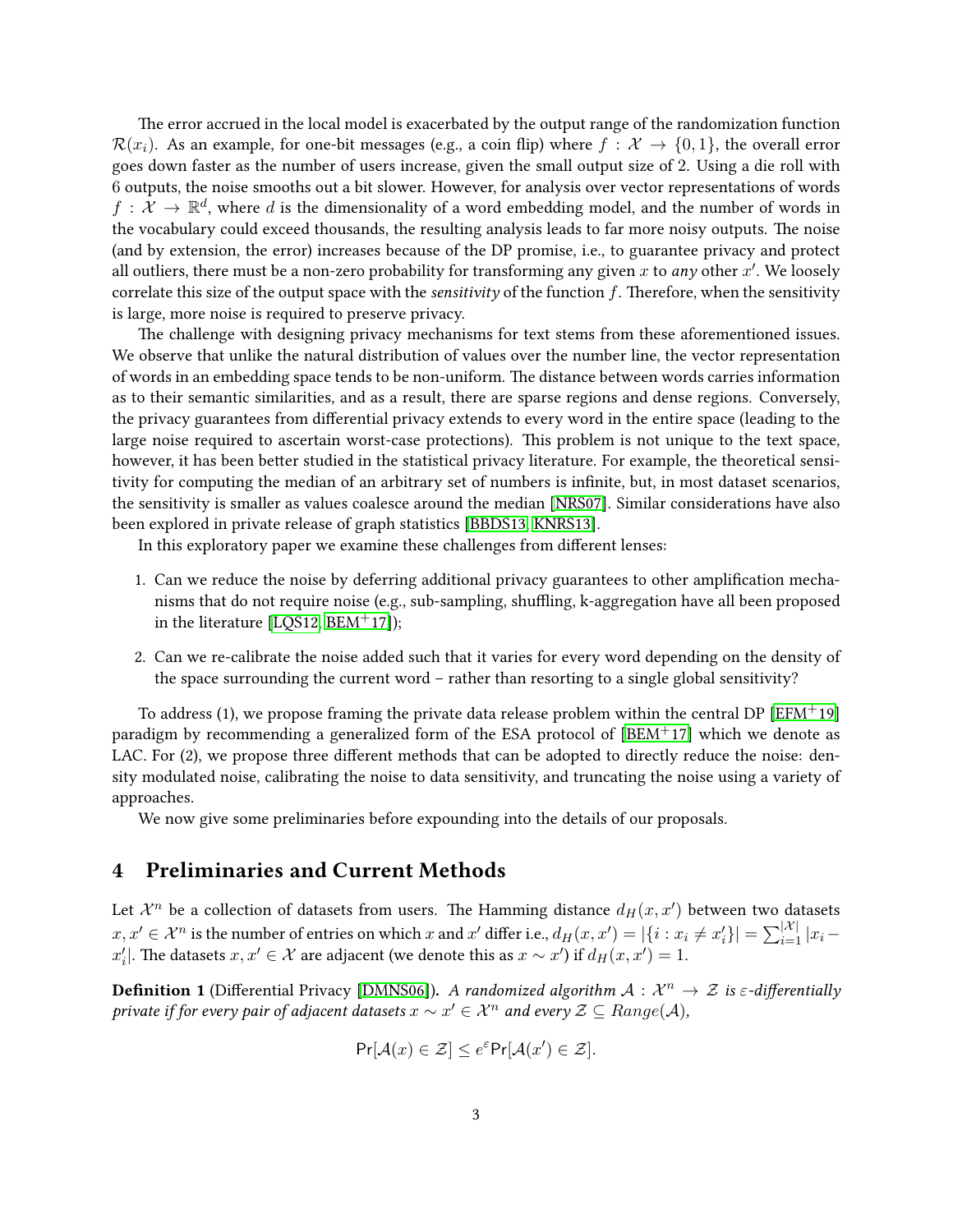The error accrued in the local model is exacerbated by the output range of the randomization function $\mathcal{R}(x_i)$. As an example, for one-bit messages (e.g., a coin flip) where $f : \mathcal{X} \rightarrow \{0, 1\}$, the overall error goes down faster as the number of users increase, given the small output size of 2. Using a die roll with 6 outputs, the noise smooths out a bit slower. However, for analysis over vector representations of words $f : \mathcal{X} \rightarrow \mathbb{R}^d$, where $d$ is the dimensionality of a word embedding model, and the number of words in the vocabulary could exceed thousands, the resulting analysis leads to far more noisy outputs. The noise (and by extension, the error) increases because of the DP promise, i.e., to guarantee privacy and protect all outliers, there must be a non-zero probability for transforming any given $x$ to *any* other $x'$. We loosely correlate this size of the output space with the *sensitivity* of the function $f$. Therefore, when the sensitivity is large, more noise is required to preserve privacy.

The challenge with designing privacy mechanisms for text stems from these aforementioned issues. We observe that unlike the natural distribution of values over the number line, the vector representation of words in an embedding space tends to be non-uniform. The distance between words carries information as to their semantic similarities, and as a result, there are sparse regions and dense regions. Conversely, the privacy guarantees from differential privacy extends to every word in the entire space (leading to the large noise required to ascertain worst-case protections). This problem is not unique to the text space, however, it has been better studied in the statistical privacy literature. For example, the theoretical sensitivity for computing the median of an arbitrary set of numbers is infinite, but, in most dataset scenarios, the sensitivity is smaller as values coalesce around the median [NRS07]. Similar considerations have also been explored in private release of graph statistics [BBDS13, KNRS13].

In this exploratory paper we examine these challenges from different lenses:

1. Can we reduce the noise by deferring additional privacy guarantees to other amplification mechanisms that do not require noise (e.g., sub-sampling, shuffling, k-aggregation have all been proposed in the literature [LQS12, BEM+17]);
2. Can we re-calibrate the noise added such that it varies for every word depending on the density of the space surrounding the current word – rather than resorting to a single global sensitivity?

To address (1), we propose framing the private data release problem within the central DP [EFM+19] paradigm by recommending a generalized form of the ESA protocol of [BEM+17] which we denote as LAC. For (2), we propose three different methods that can be adopted to directly reduce the noise: density modulated noise, calibrating the noise to data sensitivity, and truncating the noise using a variety of approaches.

We now give some preliminaries before expounding into the details of our proposals.

## 4 Preliminaries and Current Methods

Let $\mathcal{X}^n$ be a collection of datasets from users. The Hamming distance $d_H(x, x')$ between two datasets $x, x' \in \mathcal{X}^n$ is the number of entries on which $x$ and $x'$ differ i.e., $d_H(x, x') = |\{i : x_i \neq x'_i\}| = \sum_{i=1}^{|\mathcal{X}|} |x_i - x'_i|$. The datasets $x, x' \in \mathcal{X}$ are adjacent (we denote this as $x \sim x'$) if $d_H(x, x') = 1$.

**Definition 1** (Differential Privacy [DMNS06]). *A randomized algorithm $\mathcal{A} : \mathcal{X}^n \rightarrow \mathcal{Z}$ is $\varepsilon$-differentially private if for every pair of adjacent datasets $x \sim x' \in \mathcal{X}^n$ and every $\mathcal{Z} \subseteq Range(\mathcal{A})$,*

$$\Pr[\mathcal{A}(x) \in \mathcal{Z}] \leq e^{\varepsilon} \Pr[\mathcal{A}(x') \in \mathcal{Z}].$$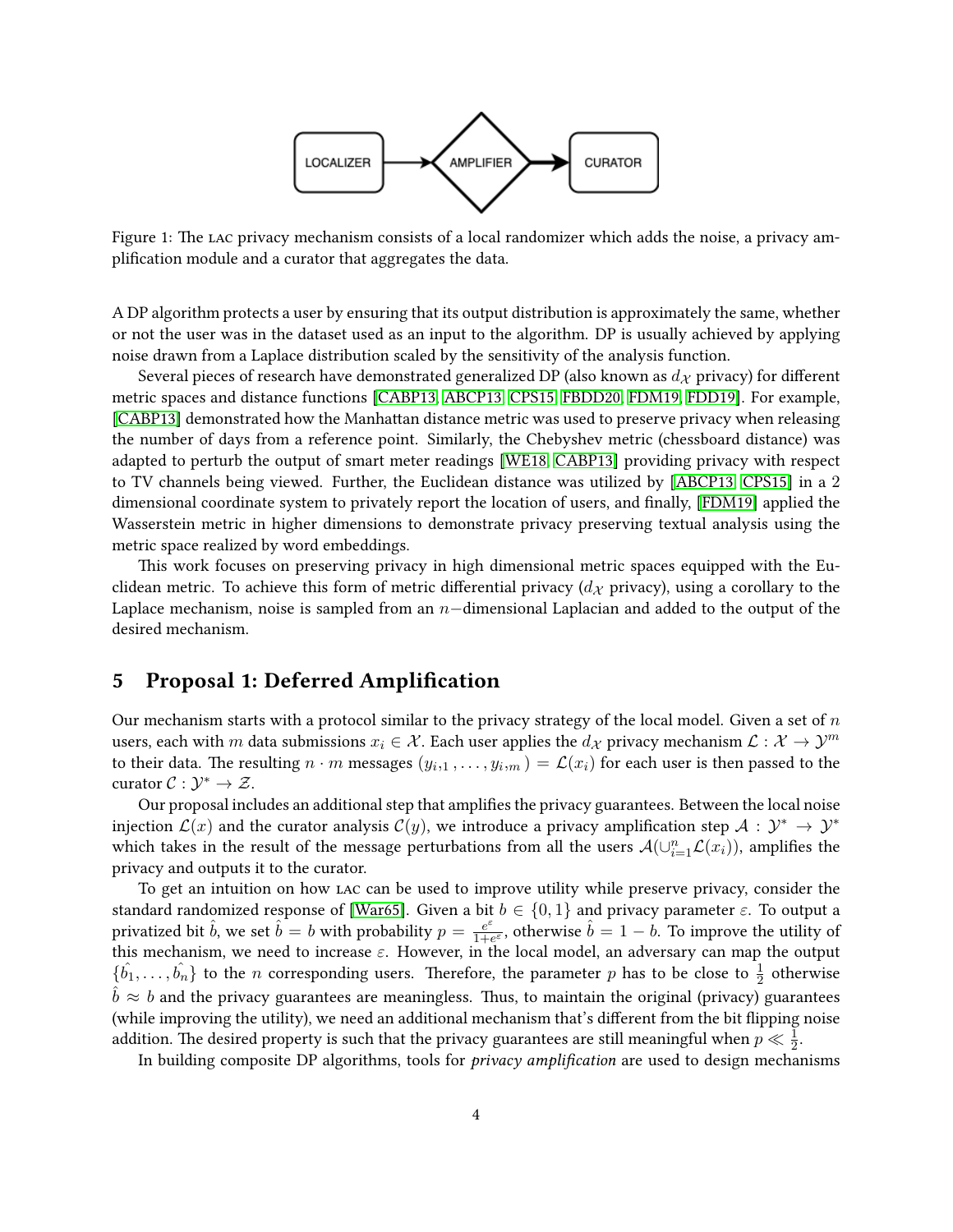Figure 1: The LAC privacy mechanism consists of a local randomizer which adds the noise, a privacy amplification module and a curator that aggregates the data.

A DP algorithm protects a user by ensuring that its output distribution is approximately the same, whether or not the user was in the dataset used as an input to the algorithm. DP is usually achieved by applying noise drawn from a Laplace distribution scaled by the sensitivity of the analysis function.

Several pieces of research have demonstrated generalized DP (also known as $d_{\mathcal{X}}$ privacy) for different metric spaces and distance functions [CABP13, ABCP13, CPS15, FBDD20, FDM19, FDD19]. For example, [CABP13] demonstrated how the Manhattan distance metric was used to preserve privacy when releasing the number of days from a reference point. Similarly, the Chebyshev metric (chessboard distance) was adapted to perturb the output of smart meter readings [WE18, CABP13] providing privacy with respect to TV channels being viewed. Further, the Euclidean distance was utilized by [ABCP13, CPS15] in a 2 dimensional coordinate system to privately report the location of users, and finally, [FDM19] applied the Wasserstein metric in higher dimensions to demonstrate privacy preserving textual analysis using the metric space realized by word embeddings.

This work focuses on preserving privacy in high dimensional metric spaces equipped with the Euclidean metric. To achieve this form of metric differential privacy ($d_{\mathcal{X}}$ privacy), using a corollary to the Laplace mechanism, noise is sampled from an $n-$dimensional Laplacian and added to the output of the desired mechanism.

# 5 Proposal 1: Deferred Amplification

Our mechanism starts with a protocol similar to the privacy strategy of the local model. Given a set of $n$ users, each with $m$ data submissions $x_i \in \mathcal{X}$. Each user applies the $d_{\mathcal{X}}$ privacy mechanism $\mathcal{L} : \mathcal{X} \to \mathcal{Y}^m$ to their data. The resulting $n \cdot m$ messages $(y_{i,1}, \ldots, y_{i,m}) = \mathcal{L}(x_i)$ for each user is then passed to the curator $\mathcal{C} : \mathcal{Y}^* \to \mathcal{Z}$.

Our proposal includes an additional step that amplifies the privacy guarantees. Between the local noise injection $\mathcal{L}(x)$ and the curator analysis $\mathcal{C}(y)$, we introduce a privacy amplification step $\mathcal{A} : \mathcal{Y}^* \to \mathcal{Y}^*$ which takes in the result of the message perturbations from all the users $\mathcal{A}(\cup_{i=1}^{n} \mathcal{L}(x_i))$, amplifies the privacy and outputs it to the curator.

To get an intuition on how LAC can be used to improve utility while preserve privacy, consider the standard randomized response of [War65]. Given a bit $b \in \{0, 1\}$ and privacy parameter $\varepsilon$. To output a privatized bit $\hat{b}$, we set $\hat{b} = b$ with probability $p = \frac{e^{\varepsilon}}{1+e^{\varepsilon}}$, otherwise $\hat{b} = 1 - b$. To improve the utility of this mechanism, we need to increase $\varepsilon$. However, in the local model, an adversary can map the output $\{\hat{b_1}, \ldots, \hat{b_n}\}$ to the $n$ corresponding users. Therefore, the parameter $p$ has to be close to $\frac{1}{2}$ otherwise $\hat{b} \approx b$ and the privacy guarantees are meaningless. Thus, to maintain the original (privacy) guarantees (while improving the utility), we need an additional mechanism that's different from the bit flipping noise addition. The desired property is such that the privacy guarantees are still meaningful when $p \ll \frac{1}{2}$.

In building composite DP algorithms, tools for *privacy amplification* are used to design mechanisms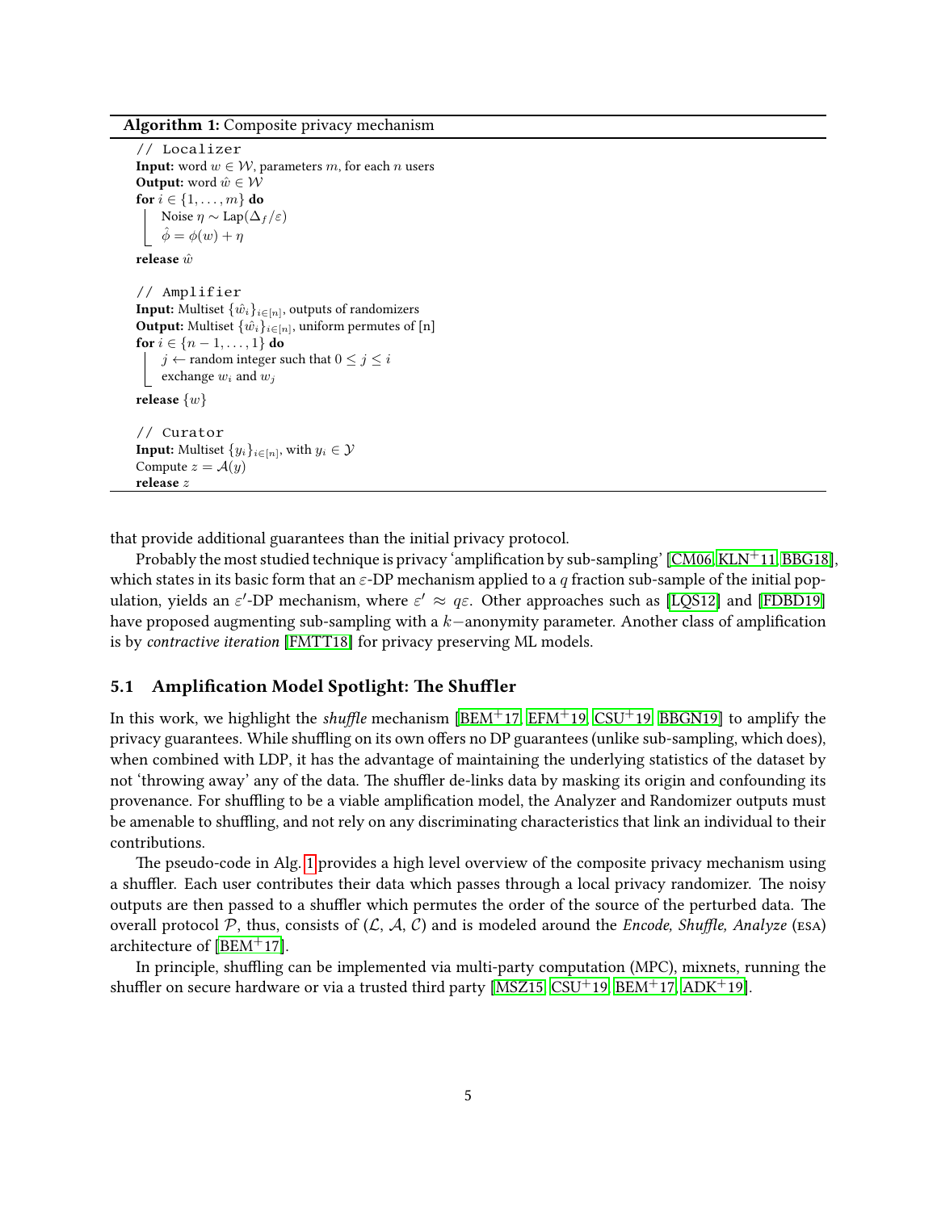**Algorithm 1:** Composite privacy mechanism

```
// Localizer
Input: word w ∈ 𝒲, parameters m, for each n users
Output: word ŵ ∈ 𝒲
for i ∈ {1, ..., m} do
    Noise η ~ Lap(Δ_f/ε)
    φ̂ = φ(w) + η
release ŵ

// Amplifier
Input: Multiset {ŵ_i}_{i∈[n]}, outputs of randomizers
Output: Multiset {ŵ_i}_{i∈[n]}, uniform permutes of [n]
for i ∈ {n − 1, ..., 1} do
    j ← random integer such that 0 ≤ j ≤ i
    exchange w_i and w_j
release {w}

// Curator
Input: Multiset {y_i}_{i∈[n]}, with y_i ∈ 𝒴
Compute z = 𝒜(y)
release z
```

that provide additional guarantees than the initial privacy protocol.

Probably the most studied technique is privacy 'amplification by sub-sampling' [CM06, KLN+11, BBG18], which states in its basic form that an $\varepsilon$-DP mechanism applied to a $q$ fraction sub-sample of the initial population, yields an $\varepsilon'$-DP mechanism, where $\varepsilon' \approx q\varepsilon$. Other approaches such as [LQS12] and [FDBD19] have proposed augmenting sub-sampling with a $k-$anonymity parameter. Another class of amplification is by *contractive iteration* [FMTT18] for privacy preserving ML models.

### 5.1 Amplification Model Spotlight: The Shuffler

In this work, we highlight the *shuffle* mechanism [BEM+17, EFM+19, CSU+19, BBGN19] to amplify the privacy guarantees. While shuffling on its own offers no DP guarantees (unlike sub-sampling, which does), when combined with LDP, it has the advantage of maintaining the underlying statistics of the dataset by not 'throwing away' any of the data. The shuffler de-links data by masking its origin and confounding its provenance. For shuffling to be a viable amplification model, the Analyzer and Randomizer outputs must be amenable to shuffling, and not rely on any discriminating characteristics that link an individual to their contributions.

The pseudo-code in Alg. 1 provides a high level overview of the composite privacy mechanism using a shuffler. Each user contributes their data which passes through a local privacy randomizer. The noisy outputs are then passed to a shuffler which permutes the order of the source of the perturbed data. The overall protocol $\mathcal{P}$, thus, consists of ($\mathcal{L}$, $\mathcal{A}$, $\mathcal{C}$) and is modeled around the *Encode, Shuffle, Analyze* (ESA) architecture of [BEM+17].

In principle, shuffling can be implemented via multi-party computation (MPC), mixnets, running the shuffler on secure hardware or via a trusted third party [MSZ15, CSU+19, BEM+17, ADK+19].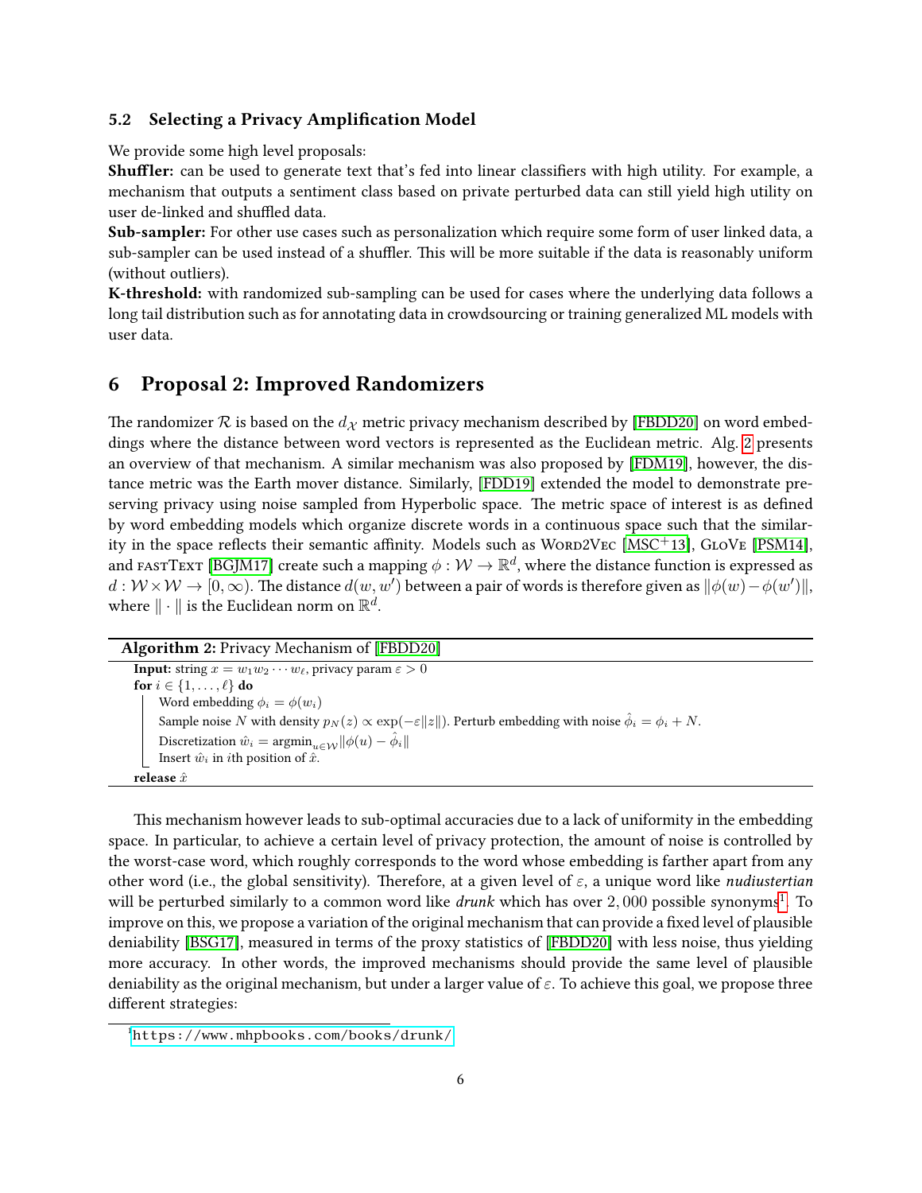### 5.2 Selecting a Privacy Amplification Model

We provide some high level proposals:

**Shuffler:** can be used to generate text that's fed into linear classifiers with high utility. For example, a mechanism that outputs a sentiment class based on private perturbed data can still yield high utility on user de-linked and shuffled data.

**Sub-sampler:** For other use cases such as personalization which require some form of user linked data, a sub-sampler can be used instead of a shuffler. This will be more suitable if the data is reasonably uniform (without outliers).

**K-threshold:** with randomized sub-sampling can be used for cases where the underlying data follows a long tail distribution such as for annotating data in crowdsourcing or training generalized ML models with user data.

## 6 Proposal 2: Improved Randomizers

The randomizer $\mathcal{R}$ is based on the $d_{\mathcal{X}}$ metric privacy mechanism described by [FBDD20] on word embeddings where the distance between word vectors is represented as the Euclidean metric. Alg. 2 presents an overview of that mechanism. A similar mechanism was also proposed by [FDM19], however, the distance metric was the Earth mover distance. Similarly, [FDD19] extended the model to demonstrate preserving privacy using noise sampled from Hyperbolic space. The metric space of interest is as defined by word embedding models which organize discrete words in a continuous space such that the similarity in the space reflects their semantic affinity. Models such as Word2Vec [MSC+13], GloVe [PSM14], and fastText [BGJM17] create such a mapping $\phi : \mathcal{W} \rightarrow \mathbb{R}^d$, where the distance function is expressed as $d : \mathcal{W} \times \mathcal{W} \rightarrow [0, \infty)$. The distance $d(w, w')$ between a pair of words is therefore given as $\|\phi(w) - \phi(w')\|$, where $\| \cdot \|$ is the Euclidean norm on $\mathbb{R}^d$.

**Algorithm 2:** Privacy Mechanism of [FBDD20]

**Input:** string $x = w_1 w_2 \cdots w_\ell$, privacy param $\varepsilon > 0$

**for** $i \in \{1, \ldots, \ell\}$ **do**
- Word embedding $\phi_i = \phi(w_i)$
- Sample noise $N$ with density $p_N(z) \propto \exp(-\varepsilon \|z\|)$. Perturb embedding with noise $\hat{\phi}_i = \phi_i + N$.
- Discretization $\hat{w}_i = \text{argmin}_{u \in \mathcal{W}} \|\phi(u) - \hat{\phi}_i\|$
- Insert $\hat{w}_i$ in $i$th position of $\hat{x}$.

**release** $\hat{x}$

This mechanism however leads to sub-optimal accuracies due to a lack of uniformity in the embedding space. In particular, to achieve a certain level of privacy protection, the amount of noise is controlled by the worst-case word, which roughly corresponds to the word whose embedding is farther apart from any other word (i.e., the global sensitivity). Therefore, at a given level of $\varepsilon$, a unique word like *nudiustertian* will be perturbed similarly to a common word like *drunk* which has over 2,000 possible synonyms[1]. To improve on this, we propose a variation of the original mechanism that can provide a fixed level of plausible deniability [BSG17], measured in terms of the proxy statistics of [FBDD20] with less noise, thus yielding more accuracy. In other words, the improved mechanisms should provide the same level of plausible deniability as the original mechanism, but under a larger value of $\varepsilon$. To achieve this goal, we propose three different strategies:

[1] https://www.mhpbooks.com/books/drunk/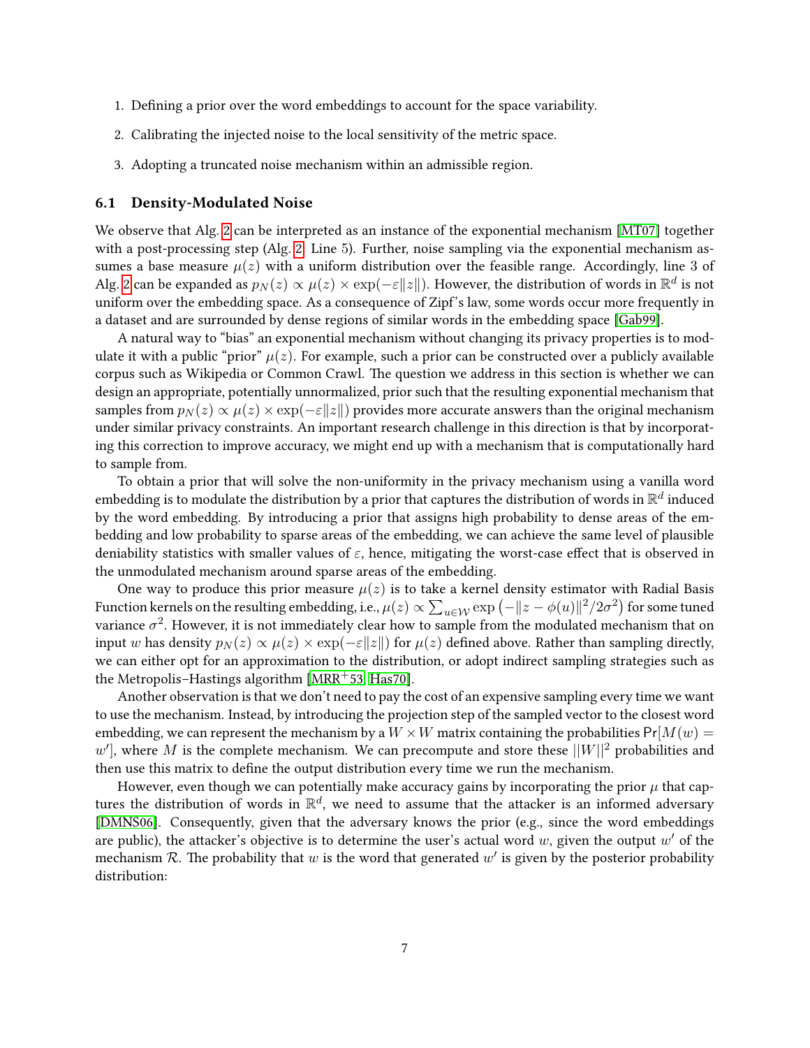1. Defining a prior over the word embeddings to account for the space variability.
2. Calibrating the injected noise to the local sensitivity of the metric space.
3. Adopting a truncated noise mechanism within an admissible region.

### 6.1 Density-Modulated Noise

We observe that Alg. 2 can be interpreted as an instance of the exponential mechanism [MT07] together with a post-processing step (Alg. 2, Line 5). Further, noise sampling via the exponential mechanism assumes a base measure $\mu(z)$ with a uniform distribution over the feasible range. Accordingly, line 3 of Alg. 2 can be expanded as $p_N(z) \propto \mu(z) \times \exp(-\varepsilon\|z\|)$. However, the distribution of words in $\mathbb{R}^d$ is not uniform over the embedding space. As a consequence of Zipf's law, some words occur more frequently in a dataset and are surrounded by dense regions of similar words in the embedding space [Gab99].

A natural way to "bias" an exponential mechanism without changing its privacy properties is to modulate it with a public "prior" $\mu(z)$. For example, such a prior can be constructed over a publicly available corpus such as Wikipedia or Common Crawl. The question we address in this section is whether we can design an appropriate, potentially unnormalized, prior such that the resulting exponential mechanism that samples from $p_N(z) \propto \mu(z) \times \exp(-\varepsilon\|z\|)$ provides more accurate answers than the original mechanism under similar privacy constraints. An important research challenge in this direction is that by incorporating this correction to improve accuracy, we might end up with a mechanism that is computationally hard to sample from.

To obtain a prior that will solve the non-uniformity in the privacy mechanism using a vanilla word embedding is to modulate the distribution by a prior that captures the distribution of words in $\mathbb{R}^d$ induced by the word embedding. By introducing a prior that assigns high probability to dense areas of the embedding and low probability to sparse areas of the embedding, we can achieve the same level of plausible deniability statistics with smaller values of $\varepsilon$, hence, mitigating the worst-case effect that is observed in the unmodulated mechanism around sparse areas of the embedding.

One way to produce this prior measure $\mu(z)$ is to take a kernel density estimator with Radial Basis Function kernels on the resulting embedding, i.e., $\mu(z) \propto \sum_{u \in \mathcal{W}} \exp\left(-\|z - \phi(u)\|^2/2\sigma^2\right)$ for some tuned variance $\sigma^2$. However, it is not immediately clear how to sample from the modulated mechanism that on input $w$ has density $p_N(z) \propto \mu(z) \times \exp(-\varepsilon\|z\|)$ for $\mu(z)$ defined above. Rather than sampling directly, we can either opt for an approximation to the distribution, or adopt indirect sampling strategies such as the Metropolis–Hastings algorithm [MRR+53, Has70].

Another observation is that we don't need to pay the cost of an expensive sampling every time we want to use the mechanism. Instead, by introducing the projection step of the sampled vector to the closest word embedding, we can represent the mechanism by a $W \times W$ matrix containing the probabilities $\Pr[M(w) = w']$, where $M$ is the complete mechanism. We can precompute and store these $||W||^2$ probabilities and then use this matrix to define the output distribution every time we run the mechanism.

However, even though we can potentially make accuracy gains by incorporating the prior $\mu$ that captures the distribution of words in $\mathbb{R}^d$, we need to assume that the attacker is an informed adversary [DMNS06]. Consequently, given that the adversary knows the prior (e.g., since the word embeddings are public), the attacker's objective is to determine the user's actual word $w$, given the output $w'$ of the mechanism $\mathcal{R}$. The probability that $w$ is the word that generated $w'$ is given by the posterior probability distribution: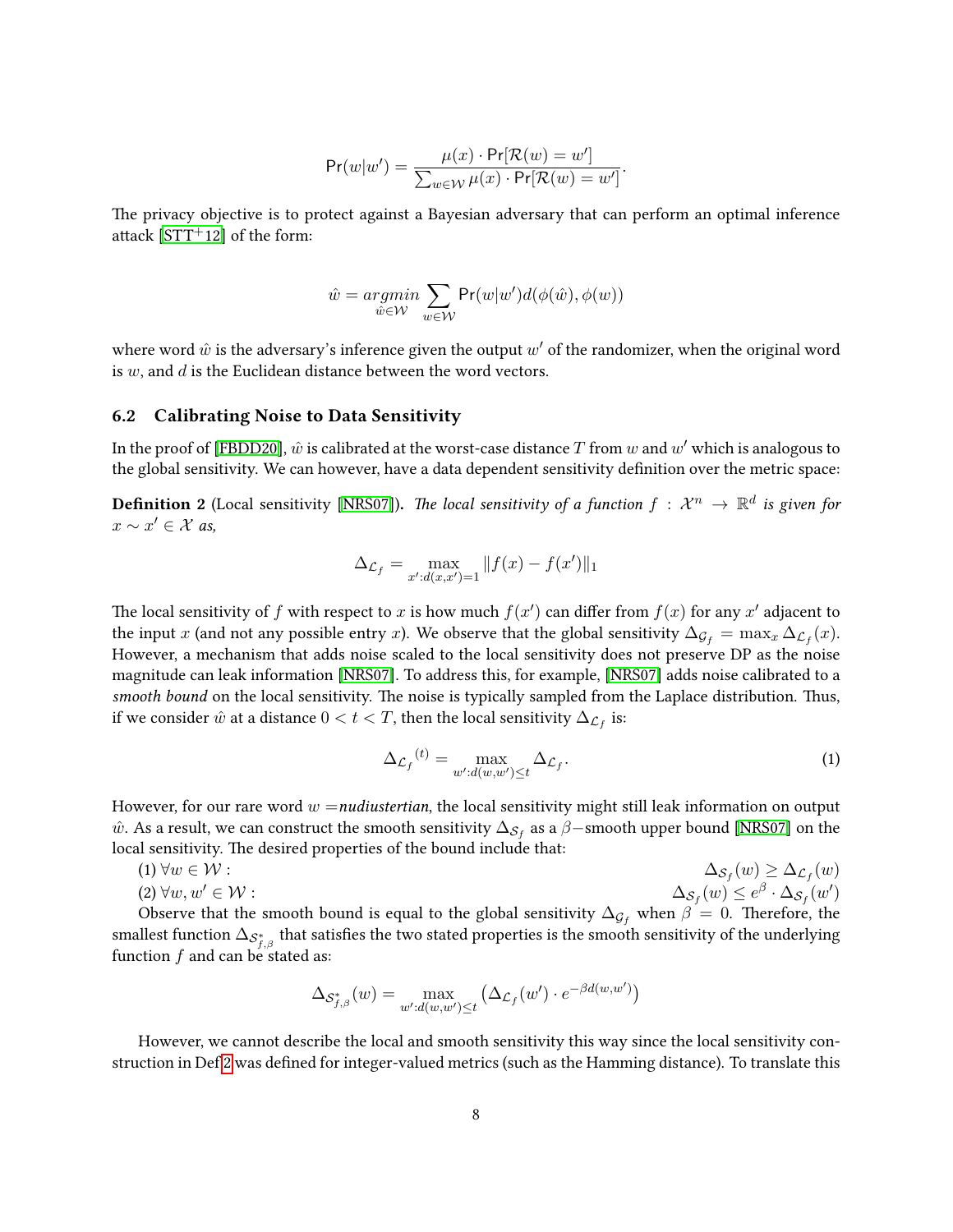$$\mathsf{Pr}(w|w') = \frac{\mu(x) \cdot \mathsf{Pr}[\mathcal{R}(w) = w']}{\sum_{w \in \mathcal{W}} \mu(x) \cdot \mathsf{Pr}[\mathcal{R}(w) = w']}.$$

The privacy objective is to protect against a Bayesian adversary that can perform an optimal inference attack [STT+12] of the form:

$$\hat{w} = \underset{\hat{w} \in \mathcal{W}}{argmin} \sum_{w \in \mathcal{W}} \mathsf{Pr}(w|w') d(\phi(\hat{w}), \phi(w))$$

where word $\hat{w}$ is the adversary's inference given the output $w'$ of the randomizer, when the original word is $w$, and $d$ is the Euclidean distance between the word vectors.

### 6.2 Calibrating Noise to Data Sensitivity

In the proof of [FBDD20], $\hat{w}$ is calibrated at the worst-case distance $T$ from $w$ and $w'$ which is analogous to the global sensitivity. We can however, have a data dependent sensitivity definition over the metric space:

**Definition 2** (Local sensitivity [NRS07]). *The local sensitivity of a function $f : \mathcal{X}^n \to \mathbb{R}^d$ is given for $x \sim x' \in \mathcal{X}$ as,*

$$\Delta_{\mathcal{L}_f} = \max_{x' : d(x,x')=1} \|f(x) - f(x')\|_1$$

The local sensitivity of $f$ with respect to $x$ is how much $f(x')$ can differ from $f(x)$ for any $x'$ adjacent to the input $x$ (and not any possible entry $x$). We observe that the global sensitivity $\Delta_{\mathcal{G}_f} = \max_x \Delta_{\mathcal{L}_f}(x)$. However, a mechanism that adds noise scaled to the local sensitivity does not preserve DP as the noise magnitude can leak information [NRS07]. To address this, for example, [NRS07] adds noise calibrated to a *smooth bound* on the local sensitivity. The noise is typically sampled from the Laplace distribution. Thus, if we consider $\hat{w}$ at a distance $0 < t < T$, then the local sensitivity $\Delta_{\mathcal{L}_f}$ is:

$$\Delta_{\mathcal{L}_f}{}^{(t)} = \max_{w' : d(w,w') \leq t} \Delta_{\mathcal{L}_f}. \tag{1}$$

However, for our rare word $w =$*nudiustertian*, the local sensitivity might still leak information on output $\hat{w}$. As a result, we can construct the smooth sensitivity $\Delta_{\mathcal{S}_f}$ as a $\beta-$smooth upper bound [NRS07] on the local sensitivity. The desired properties of the bound include that:

(1) $\forall w \in \mathcal{W}$ : $\Delta_{\mathcal{S}_f}(w) \geq \Delta_{\mathcal{L}_f}(w)$

(2) $\forall w, w' \in \mathcal{W}$ : $\Delta_{\mathcal{S}_f}(w) \leq e^{\beta} \cdot \Delta_{\mathcal{S}_f}(w')$

Observe that the smooth bound is equal to the global sensitivity $\Delta_{\mathcal{G}_f}$ when $\beta = 0$. Therefore, the smallest function $\Delta_{\mathcal{S}^*_{f,\beta}}$ that satisfies the two stated properties is the smooth sensitivity of the underlying function $f$ and can be stated as:

$$\Delta_{\mathcal{S}^*_{f,\beta}}(w) = \max_{w' : d(w,w') \leq t} \left( \Delta_{\mathcal{L}_f}(w') \cdot e^{-\beta d(w,w')} \right)$$

However, we cannot describe the local and smooth sensitivity this way since the local sensitivity construction in Def 2 was defined for integer-valued metrics (such as the Hamming distance). To translate this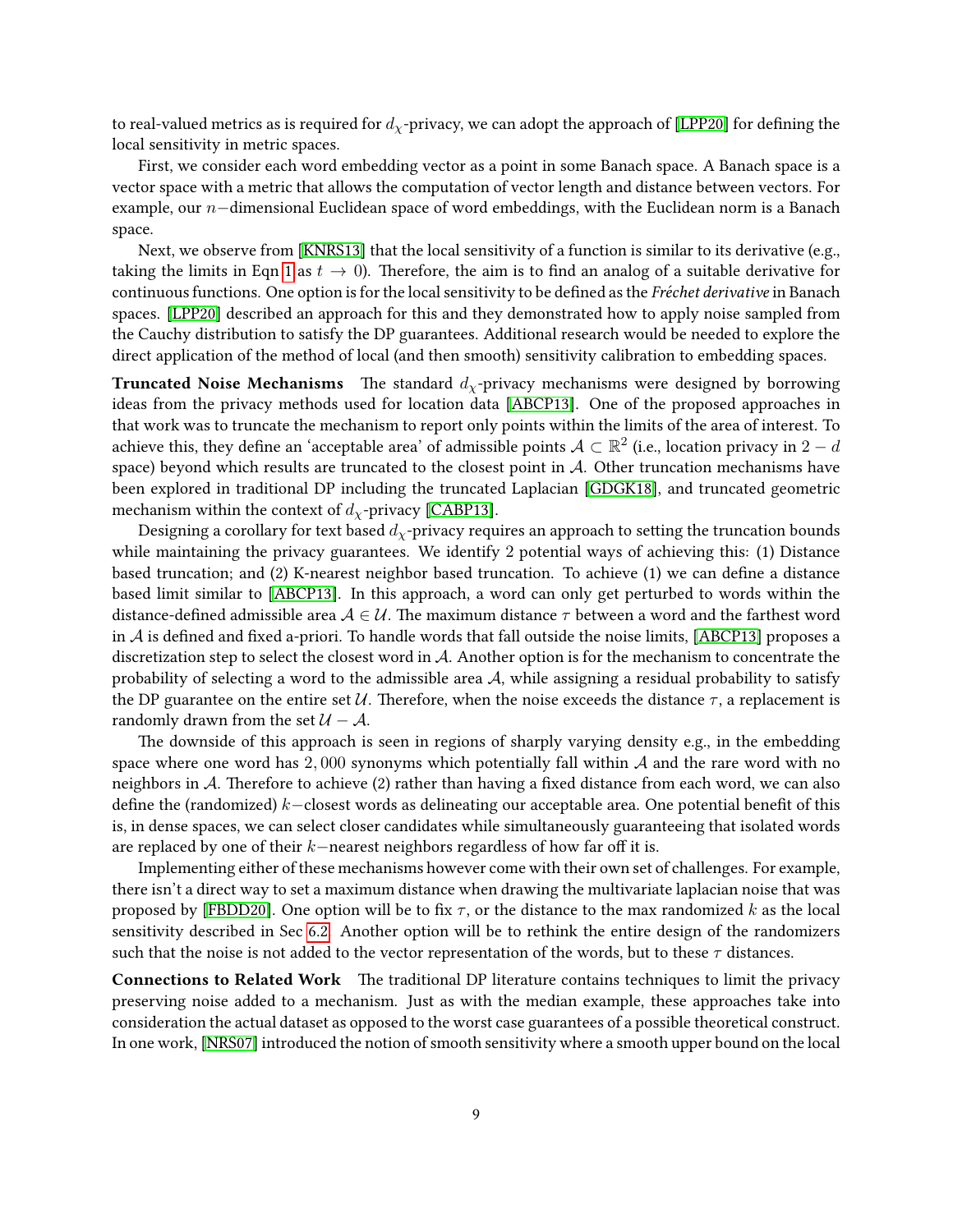to real-valued metrics as is required for $d_\chi$-privacy, we can adopt the approach of [LPP20] for defining the local sensitivity in metric spaces.

First, we consider each word embedding vector as a point in some Banach space. A Banach space is a vector space with a metric that allows the computation of vector length and distance between vectors. For example, our $n-$dimensional Euclidean space of word embeddings, with the Euclidean norm is a Banach space.

Next, we observe from [KNRS13] that the local sensitivity of a function is similar to its derivative (e.g., taking the limits in Eqn 1 as $t \to 0$). Therefore, the aim is to find an analog of a suitable derivative for continuous functions. One option is for the local sensitivity to be defined as the *Fréchet derivative* in Banach spaces. [LPP20] described an approach for this and they demonstrated how to apply noise sampled from the Cauchy distribution to satisfy the DP guarantees. Additional research would be needed to explore the direct application of the method of local (and then smooth) sensitivity calibration to embedding spaces.

**Truncated Noise Mechanisms** The standard $d_\chi$-privacy mechanisms were designed by borrowing ideas from the privacy methods used for location data [ABCP13]. One of the proposed approaches in that work was to truncate the mechanism to report only points within the limits of the area of interest. To achieve this, they define an 'acceptable area' of admissible points $\mathcal{A} \subset \mathbb{R}^2$ (i.e., location privacy in $2-d$ space) beyond which results are truncated to the closest point in $\mathcal{A}$. Other truncation mechanisms have been explored in traditional DP including the truncated Laplacian [GDGK18], and truncated geometric mechanism within the context of $d_\chi$-privacy [CABP13].

Designing a corollary for text based $d_\chi$-privacy requires an approach to setting the truncation bounds while maintaining the privacy guarantees. We identify 2 potential ways of achieving this: (1) Distance based truncation; and (2) K-nearest neighbor based truncation. To achieve (1) we can define a distance based limit similar to [ABCP13]. In this approach, a word can only get perturbed to words within the distance-defined admissible area $\mathcal{A} \in \mathcal{U}$. The maximum distance $\tau$ between a word and the farthest word in $\mathcal{A}$ is defined and fixed a-priori. To handle words that fall outside the noise limits, [ABCP13] proposes a discretization step to select the closest word in $\mathcal{A}$. Another option is for the mechanism to concentrate the probability of selecting a word to the admissible area $\mathcal{A}$, while assigning a residual probability to satisfy the DP guarantee on the entire set $\mathcal{U}$. Therefore, when the noise exceeds the distance $\tau$, a replacement is randomly drawn from the set $\mathcal{U} - \mathcal{A}$.

The downside of this approach is seen in regions of sharply varying density e.g., in the embedding space where one word has $2,000$ synonyms which potentially fall within $\mathcal{A}$ and the rare word with no neighbors in $\mathcal{A}$. Therefore to achieve (2) rather than having a fixed distance from each word, we can also define the (randomized) $k-$closest words as delineating our acceptable area. One potential benefit of this is, in dense spaces, we can select closer candidates while simultaneously guaranteeing that isolated words are replaced by one of their $k-$nearest neighbors regardless of how far off it is.

Implementing either of these mechanisms however come with their own set of challenges. For example, there isn't a direct way to set a maximum distance when drawing the multivariate laplacian noise that was proposed by [FBDD20]. One option will be to fix $\tau$, or the distance to the max randomized $k$ as the local sensitivity described in Sec 6.2. Another option will be to rethink the entire design of the randomizers such that the noise is not added to the vector representation of the words, but to these $\tau$ distances.

**Connections to Related Work** The traditional DP literature contains techniques to limit the privacy preserving noise added to a mechanism. Just as with the median example, these approaches take into consideration the actual dataset as opposed to the worst case guarantees of a possible theoretical construct. In one work, [NRS07] introduced the notion of smooth sensitivity where a smooth upper bound on the local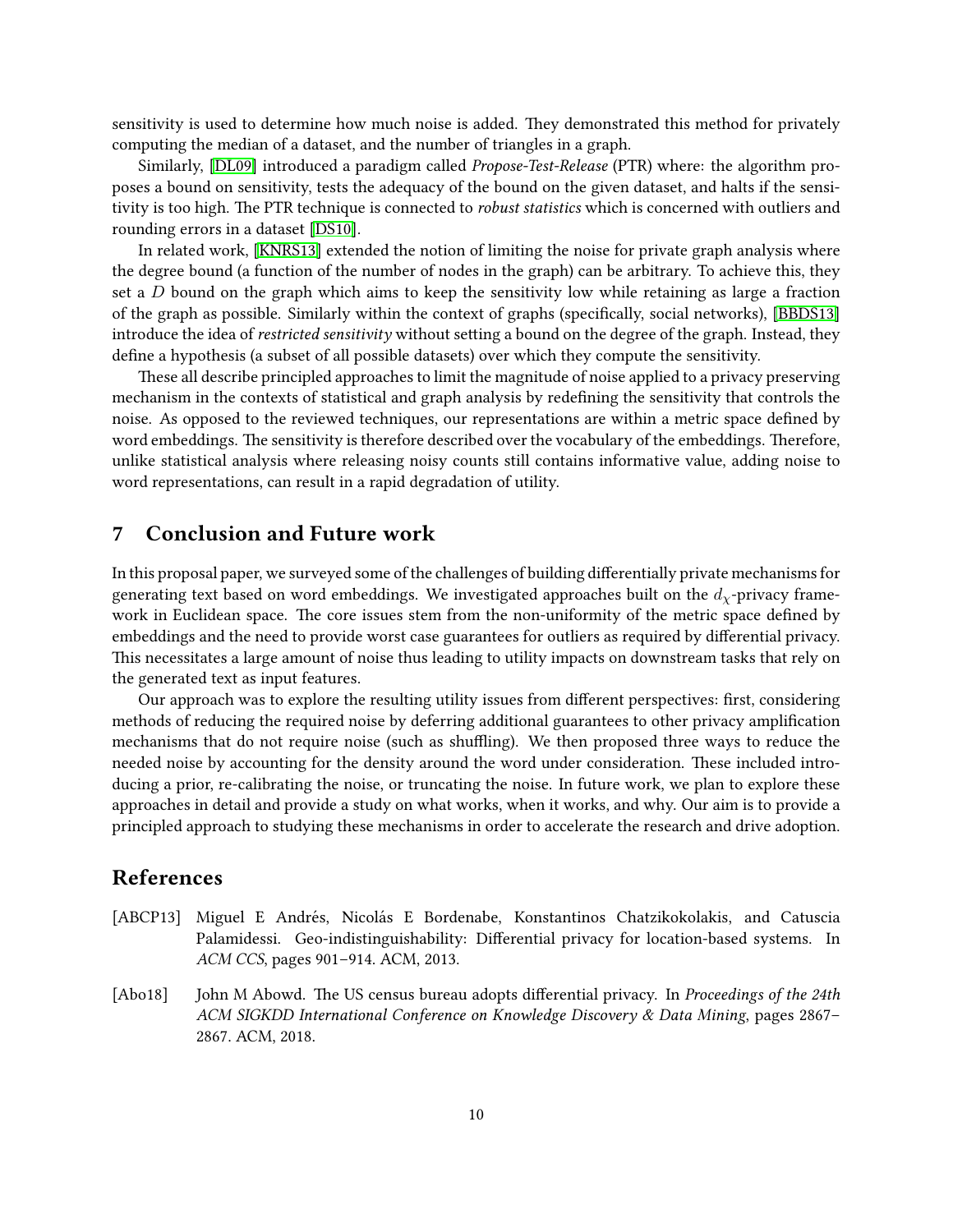sensitivity is used to determine how much noise is added. They demonstrated this method for privately computing the median of a dataset, and the number of triangles in a graph.

Similarly, [DL09] introduced a paradigm called *Propose-Test-Release* (PTR) where: the algorithm proposes a bound on sensitivity, tests the adequacy of the bound on the given dataset, and halts if the sensitivity is too high. The PTR technique is connected to *robust statistics* which is concerned with outliers and rounding errors in a dataset [DS10].

In related work, [KNRS13] extended the notion of limiting the noise for private graph analysis where the degree bound (a function of the number of nodes in the graph) can be arbitrary. To achieve this, they set a $D$ bound on the graph which aims to keep the sensitivity low while retaining as large a fraction of the graph as possible. Similarly within the context of graphs (specifically, social networks), [BBDS13] introduce the idea of *restricted sensitivity* without setting a bound on the degree of the graph. Instead, they define a hypothesis (a subset of all possible datasets) over which they compute the sensitivity.

These all describe principled approaches to limit the magnitude of noise applied to a privacy preserving mechanism in the contexts of statistical and graph analysis by redefining the sensitivity that controls the noise. As opposed to the reviewed techniques, our representations are within a metric space defined by word embeddings. The sensitivity is therefore described over the vocabulary of the embeddings. Therefore, unlike statistical analysis where releasing noisy counts still contains informative value, adding noise to word representations, can result in a rapid degradation of utility.

## 7 Conclusion and Future work

In this proposal paper, we surveyed some of the challenges of building differentially private mechanisms for generating text based on word embeddings. We investigated approaches built on the $d_\chi$-privacy framework in Euclidean space. The core issues stem from the non-uniformity of the metric space defined by embeddings and the need to provide worst case guarantees for outliers as required by differential privacy. This necessitates a large amount of noise thus leading to utility impacts on downstream tasks that rely on the generated text as input features.

Our approach was to explore the resulting utility issues from different perspectives: first, considering methods of reducing the required noise by deferring additional guarantees to other privacy amplification mechanisms that do not require noise (such as shuffling). We then proposed three ways to reduce the needed noise by accounting for the density around the word under consideration. These included introducing a prior, re-calibrating the noise, or truncating the noise. In future work, we plan to explore these approaches in detail and provide a study on what works, when it works, and why. Our aim is to provide a principled approach to studying these mechanisms in order to accelerate the research and drive adoption.

## References

[ABCP13] Miguel E Andrés, Nicolás E Bordenabe, Konstantinos Chatzikokolakis, and Catuscia Palamidessi. Geo-indistinguishability: Differential privacy for location-based systems. In *ACM CCS*, pages 901–914. ACM, 2013.

[Abo18] John M Abowd. The US census bureau adopts differential privacy. In *Proceedings of the 24th ACM SIGKDD International Conference on Knowledge Discovery & Data Mining*, pages 2867–2867. ACM, 2018.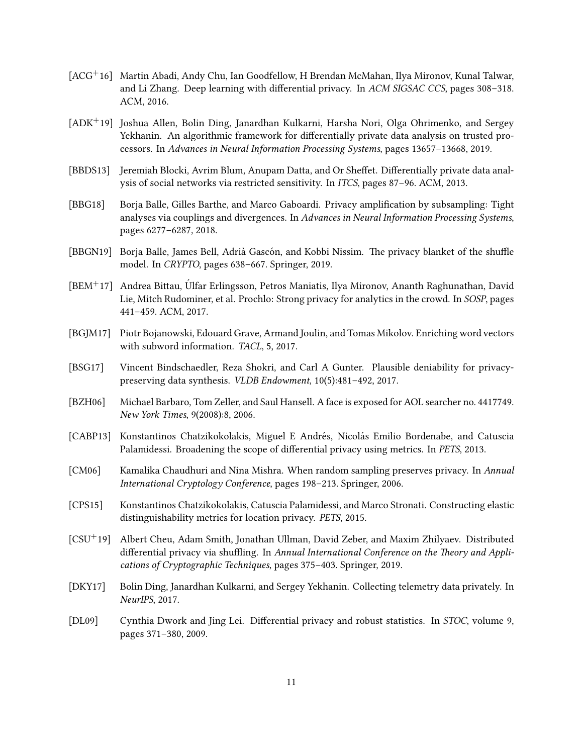[ACG+16] Martin Abadi, Andy Chu, Ian Goodfellow, H Brendan McMahan, Ilya Mironov, Kunal Talwar, and Li Zhang. Deep learning with differential privacy. In *ACM SIGSAC CCS*, pages 308–318. ACM, 2016.

[ADK+19] Joshua Allen, Bolin Ding, Janardhan Kulkarni, Harsha Nori, Olga Ohrimenko, and Sergey Yekhanin. An algorithmic framework for differentially private data analysis on trusted processors. In *Advances in Neural Information Processing Systems*, pages 13657–13668, 2019.

[BBDS13] Jeremiah Blocki, Avrim Blum, Anupam Datta, and Or Sheffet. Differentially private data analysis of social networks via restricted sensitivity. In *ITCS*, pages 87–96. ACM, 2013.

[BBG18] Borja Balle, Gilles Barthe, and Marco Gaboardi. Privacy amplification by subsampling: Tight analyses via couplings and divergences. In *Advances in Neural Information Processing Systems*, pages 6277–6287, 2018.

[BBGN19] Borja Balle, James Bell, Adrià Gascón, and Kobbi Nissim. The privacy blanket of the shuffle model. In *CRYPTO*, pages 638–667. Springer, 2019.

[BEM+17] Andrea Bittau, Úlfar Erlingsson, Petros Maniatis, Ilya Mironov, Ananth Raghunathan, David Lie, Mitch Rudominer, et al. Prochlo: Strong privacy for analytics in the crowd. In *SOSP*, pages 441–459. ACM, 2017.

[BGJM17] Piotr Bojanowski, Edouard Grave, Armand Joulin, and Tomas Mikolov. Enriching word vectors with subword information. *TACL*, 5, 2017.

[BSG17] Vincent Bindschaedler, Reza Shokri, and Carl A Gunter. Plausible deniability for privacy-preserving data synthesis. *VLDB Endowment*, 10(5):481–492, 2017.

[BZH06] Michael Barbaro, Tom Zeller, and Saul Hansell. A face is exposed for AOL searcher no. 4417749. *New York Times*, 9(2008):8, 2006.

[CABP13] Konstantinos Chatzikokolakis, Miguel E Andrés, Nicolás Emilio Bordenabe, and Catuscia Palamidessi. Broadening the scope of differential privacy using metrics. In *PETS*, 2013.

[CM06] Kamalika Chaudhuri and Nina Mishra. When random sampling preserves privacy. In *Annual International Cryptology Conference*, pages 198–213. Springer, 2006.

[CPS15] Konstantinos Chatzikokolakis, Catuscia Palamidessi, and Marco Stronati. Constructing elastic distinguishability metrics for location privacy. *PETS*, 2015.

[CSU+19] Albert Cheu, Adam Smith, Jonathan Ullman, David Zeber, and Maxim Zhilyaev. Distributed differential privacy via shuffling. In *Annual International Conference on the Theory and Applications of Cryptographic Techniques*, pages 375–403. Springer, 2019.

[DKY17] Bolin Ding, Janardhan Kulkarni, and Sergey Yekhanin. Collecting telemetry data privately. In *NeurIPS*, 2017.

[DL09] Cynthia Dwork and Jing Lei. Differential privacy and robust statistics. In *STOC*, volume 9, pages 371–380, 2009.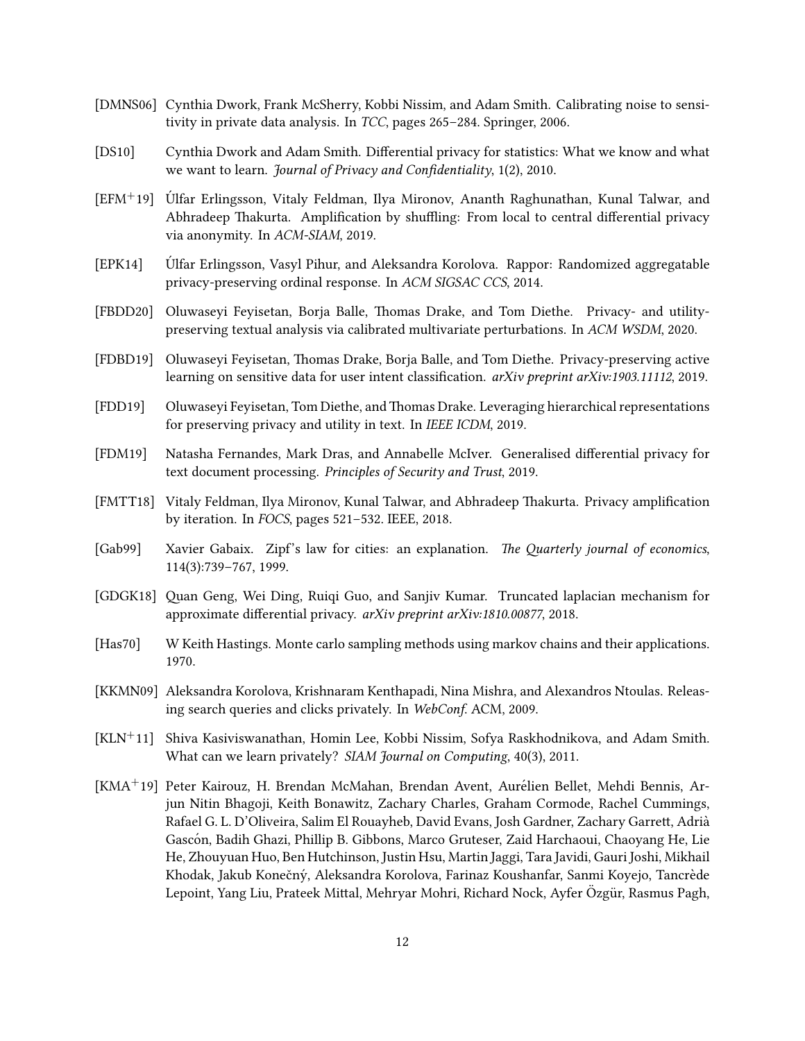[DMNS06] Cynthia Dwork, Frank McSherry, Kobbi Nissim, and Adam Smith. Calibrating noise to sensitivity in private data analysis. In *TCC*, pages 265–284. Springer, 2006.

[DS10] Cynthia Dwork and Adam Smith. Differential privacy for statistics: What we know and what we want to learn. *Journal of Privacy and Confidentiality*, 1(2), 2010.

[EFM+19] Úlfar Erlingsson, Vitaly Feldman, Ilya Mironov, Ananth Raghunathan, Kunal Talwar, and Abhradeep Thakurta. Amplification by shuffling: From local to central differential privacy via anonymity. In *ACM-SIAM*, 2019.

[EPK14] Úlfar Erlingsson, Vasyl Pihur, and Aleksandra Korolova. Rappor: Randomized aggregatable privacy-preserving ordinal response. In *ACM SIGSAC CCS*, 2014.

[FBDD20] Oluwaseyi Feyisetan, Borja Balle, Thomas Drake, and Tom Diethe. Privacy- and utility-preserving textual analysis via calibrated multivariate perturbations. In *ACM WSDM*, 2020.

[FDBD19] Oluwaseyi Feyisetan, Thomas Drake, Borja Balle, and Tom Diethe. Privacy-preserving active learning on sensitive data for user intent classification. *arXiv preprint arXiv:1903.11112*, 2019.

[FDD19] Oluwaseyi Feyisetan, Tom Diethe, and Thomas Drake. Leveraging hierarchical representations for preserving privacy and utility in text. In *IEEE ICDM*, 2019.

[FDM19] Natasha Fernandes, Mark Dras, and Annabelle McIver. Generalised differential privacy for text document processing. *Principles of Security and Trust*, 2019.

[FMTT18] Vitaly Feldman, Ilya Mironov, Kunal Talwar, and Abhradeep Thakurta. Privacy amplification by iteration. In *FOCS*, pages 521–532. IEEE, 2018.

[Gab99] Xavier Gabaix. Zipf's law for cities: an explanation. *The Quarterly journal of economics*, 114(3):739–767, 1999.

[GDGK18] Quan Geng, Wei Ding, Ruiqi Guo, and Sanjiv Kumar. Truncated laplacian mechanism for approximate differential privacy. *arXiv preprint arXiv:1810.00877*, 2018.

[Has70] W Keith Hastings. Monte carlo sampling methods using markov chains and their applications. 1970.

[KKMN09] Aleksandra Korolova, Krishnaram Kenthapadi, Nina Mishra, and Alexandros Ntoulas. Releasing search queries and clicks privately. In *WebConf*. ACM, 2009.

[KLN+11] Shiva Kasiviswanathan, Homin Lee, Kobbi Nissim, Sofya Raskhodnikova, and Adam Smith. What can we learn privately? *SIAM Journal on Computing*, 40(3), 2011.

[KMA+19] Peter Kairouz, H. Brendan McMahan, Brendan Avent, Aurélien Bellet, Mehdi Bennis, Arjun Nitin Bhagoji, Keith Bonawitz, Zachary Charles, Graham Cormode, Rachel Cummings, Rafael G. L. D'Oliveira, Salim El Rouayheb, David Evans, Josh Gardner, Zachary Garrett, Adrià Gascón, Badih Ghazi, Phillip B. Gibbons, Marco Gruteser, Zaid Harchaoui, Chaoyang He, Lie He, Zhouyuan Huo, Ben Hutchinson, Justin Hsu, Martin Jaggi, Tara Javidi, Gauri Joshi, Mikhail Khodak, Jakub Konečný, Aleksandra Korolova, Farinaz Koushanfar, Sanmi Koyejo, Tancrède Lepoint, Yang Liu, Prateek Mittal, Mehryar Mohri, Richard Nock, Ayfer Özgür, Rasmus Pagh,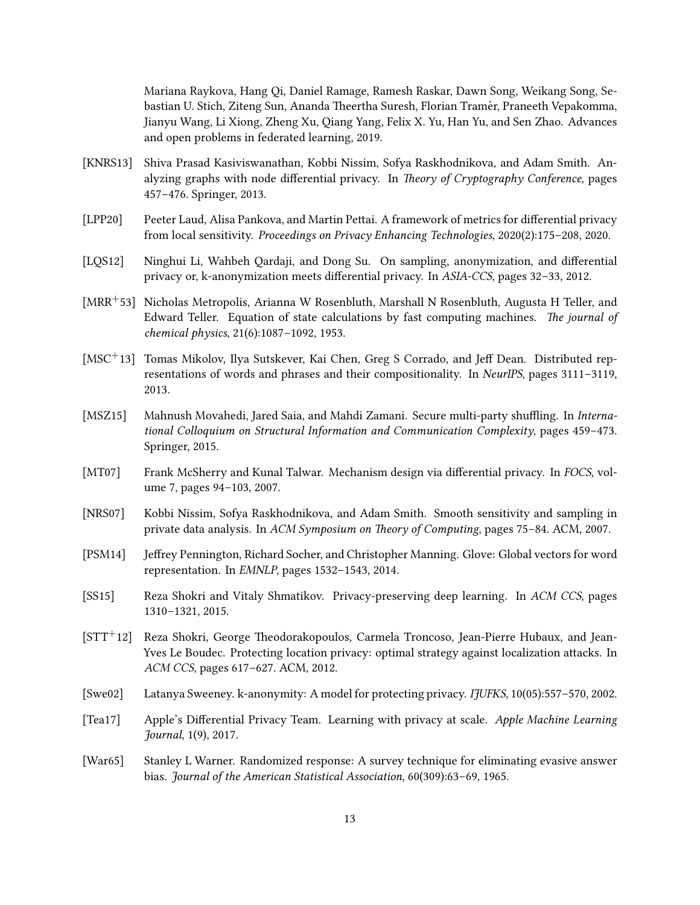Mariana Raykova, Hang Qi, Daniel Ramage, Ramesh Raskar, Dawn Song, Weikang Song, Sebastian U. Stich, Ziteng Sun, Ananda Theertha Suresh, Florian Tramèr, Praneeth Vepakomma, Jianyu Wang, Li Xiong, Zheng Xu, Qiang Yang, Felix X. Yu, Han Yu, and Sen Zhao. Advances and open problems in federated learning, 2019.

[KNRS13] Shiva Prasad Kasiviswanathan, Kobbi Nissim, Sofya Raskhodnikova, and Adam Smith. Analyzing graphs with node differential privacy. In *Theory of Cryptography Conference*, pages 457–476. Springer, 2013.

[LPP20] Peeter Laud, Alisa Pankova, and Martin Pettai. A framework of metrics for differential privacy from local sensitivity. *Proceedings on Privacy Enhancing Technologies*, 2020(2):175–208, 2020.

[LQS12] Ninghui Li, Wahbeh Qardaji, and Dong Su. On sampling, anonymization, and differential privacy or, k-anonymization meets differential privacy. In *ASIA-CCS*, pages 32–33, 2012.

[MRR+53] Nicholas Metropolis, Arianna W Rosenbluth, Marshall N Rosenbluth, Augusta H Teller, and Edward Teller. Equation of state calculations by fast computing machines. *The journal of chemical physics*, 21(6):1087–1092, 1953.

[MSC+13] Tomas Mikolov, Ilya Sutskever, Kai Chen, Greg S Corrado, and Jeff Dean. Distributed representations of words and phrases and their compositionality. In *NeurIPS*, pages 3111–3119, 2013.

[MSZ15] Mahnush Movahedi, Jared Saia, and Mahdi Zamani. Secure multi-party shuffling. In *International Colloquium on Structural Information and Communication Complexity*, pages 459–473. Springer, 2015.

[MT07] Frank McSherry and Kunal Talwar. Mechanism design via differential privacy. In *FOCS*, volume 7, pages 94–103, 2007.

[NRS07] Kobbi Nissim, Sofya Raskhodnikova, and Adam Smith. Smooth sensitivity and sampling in private data analysis. In *ACM Symposium on Theory of Computing*, pages 75–84. ACM, 2007.

[PSM14] Jeffrey Pennington, Richard Socher, and Christopher Manning. Glove: Global vectors for word representation. In *EMNLP*, pages 1532–1543, 2014.

[SS15] Reza Shokri and Vitaly Shmatikov. Privacy-preserving deep learning. In *ACM CCS*, pages 1310–1321, 2015.

[STT+12] Reza Shokri, George Theodorakopoulos, Carmela Troncoso, Jean-Pierre Hubaux, and Jean-Yves Le Boudec. Protecting location privacy: optimal strategy against localization attacks. In *ACM CCS*, pages 617–627. ACM, 2012.

[Swe02] Latanya Sweeney. k-anonymity: A model for protecting privacy. *IJUFKS*, 10(05):557–570, 2002.

[Tea17] Apple's Differential Privacy Team. Learning with privacy at scale. *Apple Machine Learning Journal*, 1(9), 2017.

[War65] Stanley L Warner. Randomized response: A survey technique for eliminating evasive answer bias. *Journal of the American Statistical Association*, 60(309):63–69, 1965.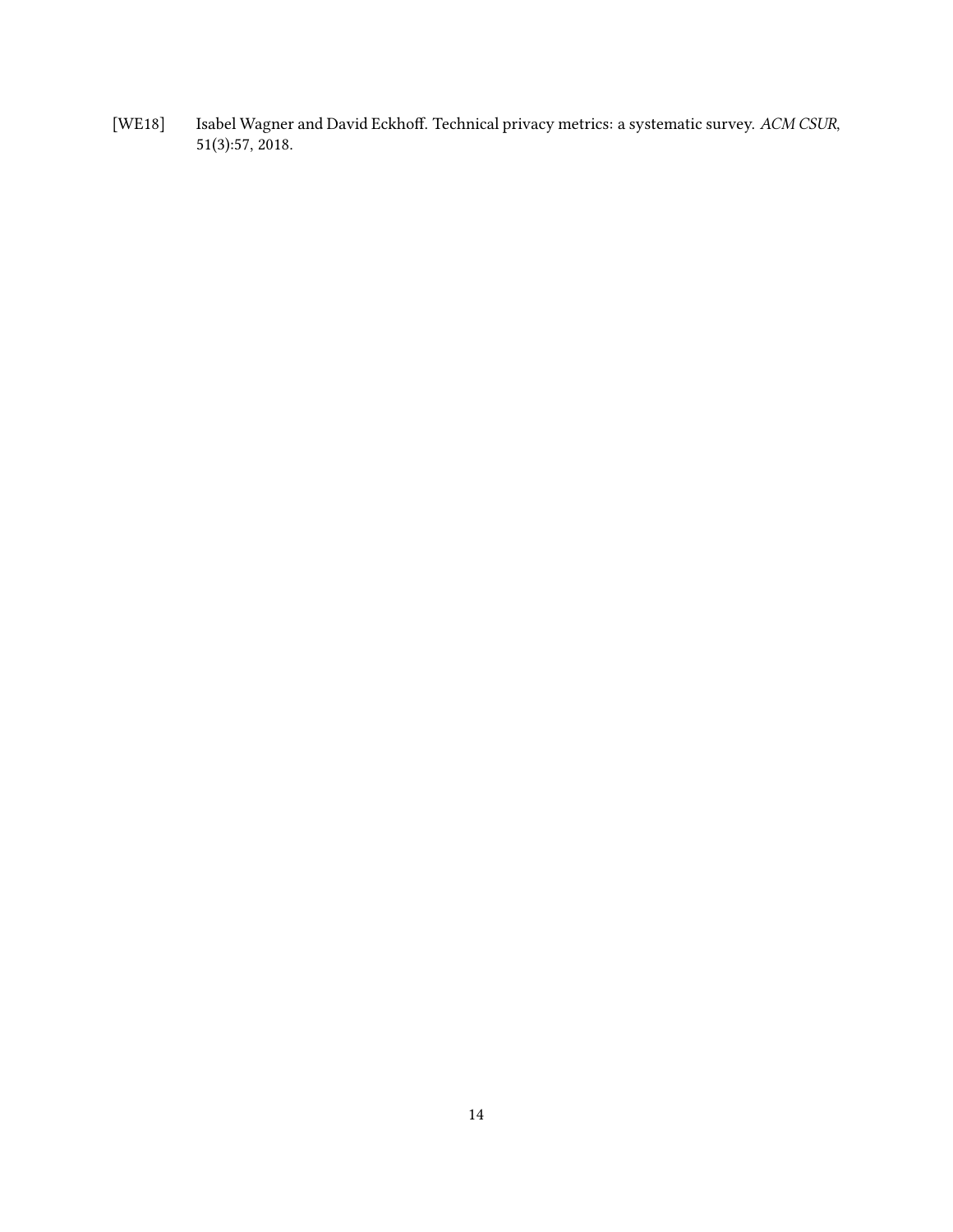[WE18] Isabel Wagner and David Eckhoff. Technical privacy metrics: a systematic survey. *ACM CSUR*, 51(3):57, 2018.